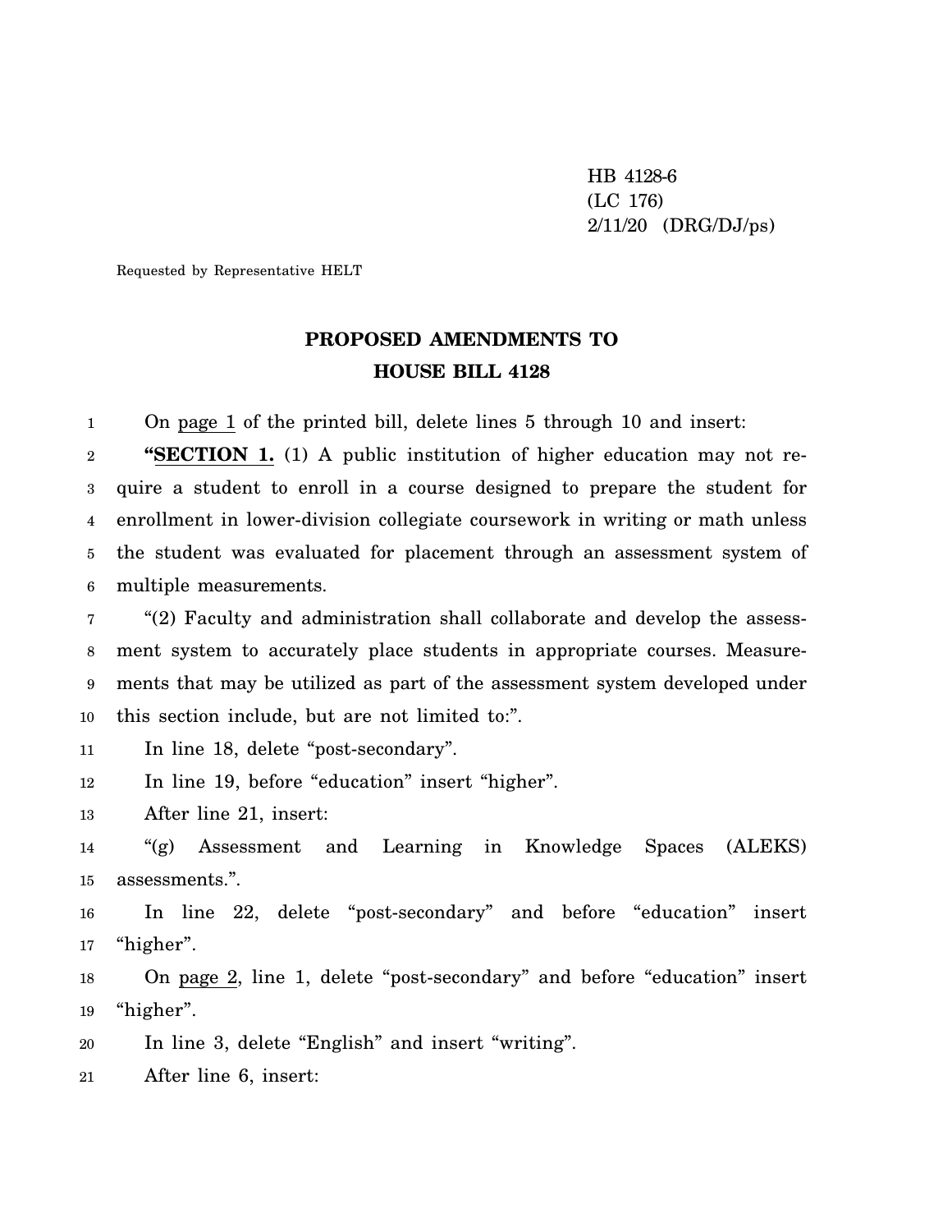HB 4128-6
(LC 176)
2/11/20 (DRG/DJ/ps)

Requested by Representative HELT

## PROPOSED AMENDMENTS TO HOUSE BILL 4128

On page 1 of the printed bill, delete lines 5 through 10 and insert:

"**SECTION 1.** (1) A public institution of higher education may not require a student to enroll in a course designed to prepare the student for enrollment in lower-division collegiate coursework in writing or math unless the student was evaluated for placement through an assessment system of multiple measurements.

"(2) Faculty and administration shall collaborate and develop the assessment system to accurately place students in appropriate courses. Measurements that may be utilized as part of the assessment system developed under this section include, but are not limited to:".

In line 18, delete "post-secondary".

In line 19, before "education" insert "higher".

After line 21, insert:

"(g) Assessment and Learning in Knowledge Spaces (ALEKS) assessments.".

In line 22, delete "post-secondary" and before "education" insert "higher".

On page 2, line 1, delete "post-secondary" and before "education" insert "higher".

In line 3, delete "English" and insert "writing".

After line 6, insert: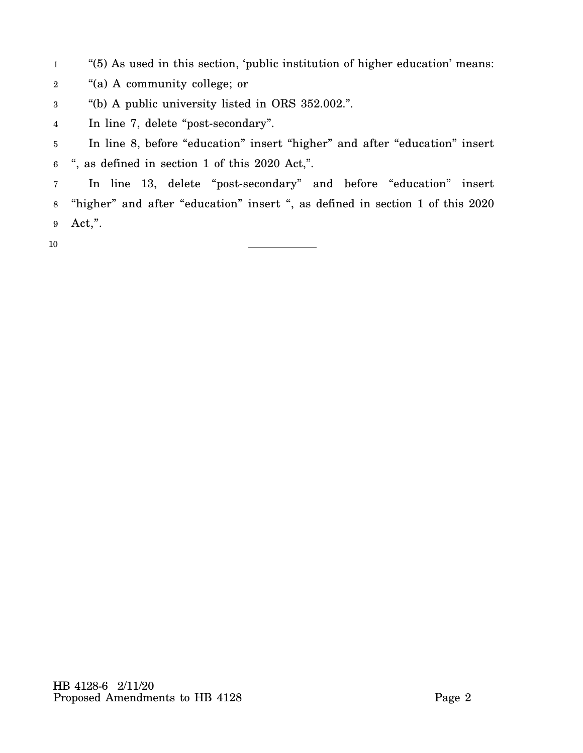"(5) As used in this section, 'public institution of higher education' means:

"(a) A community college; or

"(b) A public university listed in ORS 352.002.".

In line 7, delete "post-secondary".

In line 8, before "education" insert "higher" and after "education" insert ", as defined in section 1 of this 2020 Act,".

In line 13, delete "post-secondary" and before "education" insert "higher" and after "education" insert ", as defined in section 1 of this 2020 Act,".

---